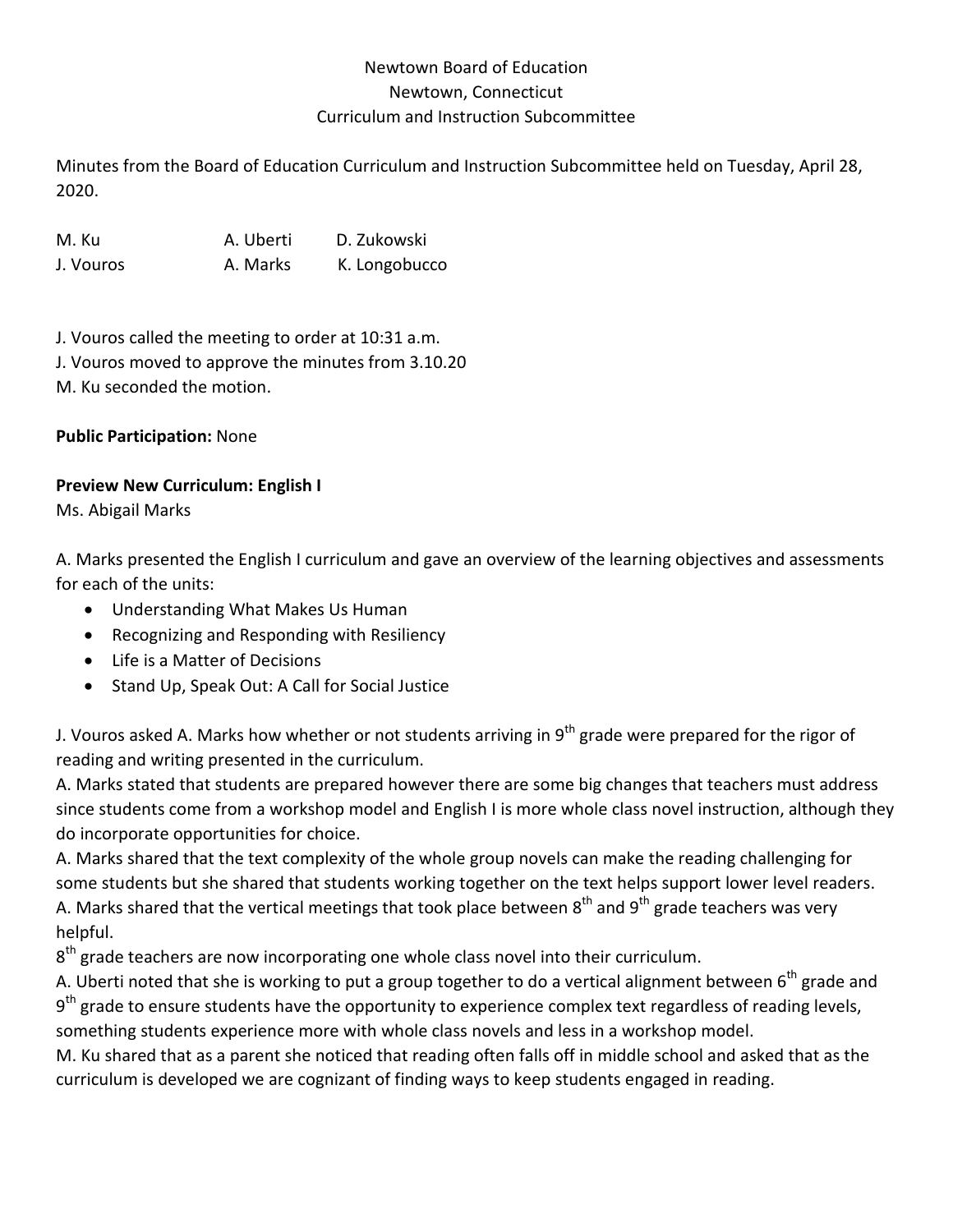Newtown Board of Education
Newtown, Connecticut
Curriculum and Instruction Subcommittee

Minutes from the Board of Education Curriculum and Instruction Subcommittee held on Tuesday, April 28, 2020.

| | | |
|---|---|---|
| M. Ku | A. Uberti | D. Zukowski |
| J. Vouros | A. Marks | K. Longobucco |

J. Vouros called the meeting to order at 10:31 a.m.
J. Vouros moved to approve the minutes from 3.10.20
M. Ku seconded the motion.

**Public Participation:** None

**Preview New Curriculum: English I**
Ms. Abigail Marks

A. Marks presented the English I curriculum and gave an overview of the learning objectives and assessments for each of the units:

- Understanding What Makes Us Human
- Recognizing and Responding with Resiliency
- Life is a Matter of Decisions
- Stand Up, Speak Out: A Call for Social Justice

J. Vouros asked A. Marks how whether or not students arriving in 9th grade were prepared for the rigor of reading and writing presented in the curriculum.
A. Marks stated that students are prepared however there are some big changes that teachers must address since students come from a workshop model and English I is more whole class novel instruction, although they do incorporate opportunities for choice.
A. Marks shared that the text complexity of the whole group novels can make the reading challenging for some students but she shared that students working together on the text helps support lower level readers.
A. Marks shared that the vertical meetings that took place between 8th and 9th grade teachers was very helpful.
8th grade teachers are now incorporating one whole class novel into their curriculum.
A. Uberti noted that she is working to put a group together to do a vertical alignment between 6th grade and 9th grade to ensure students have the opportunity to experience complex text regardless of reading levels, something students experience more with whole class novels and less in a workshop model.
M. Ku shared that as a parent she noticed that reading often falls off in middle school and asked that as the curriculum is developed we are cognizant of finding ways to keep students engaged in reading.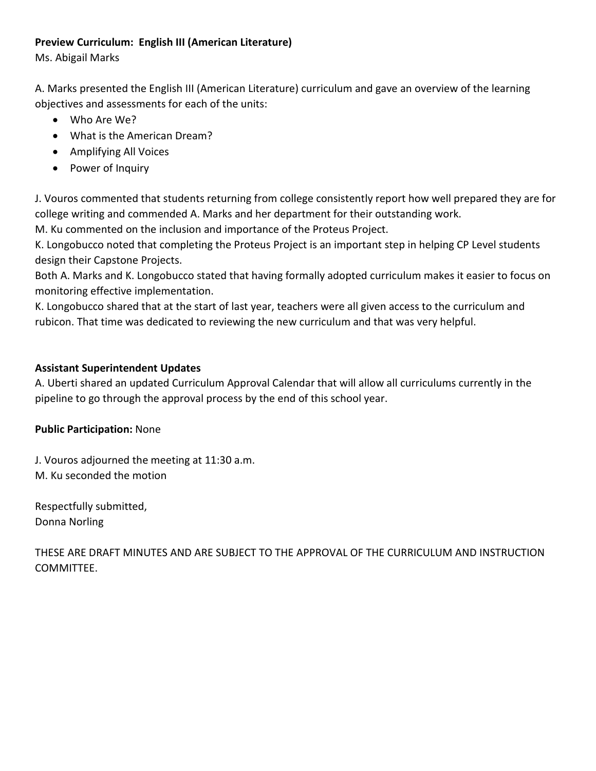**Preview Curriculum: English III (American Literature)**
Ms. Abigail Marks

A. Marks presented the English III (American Literature) curriculum and gave an overview of the learning objectives and assessments for each of the units:

- Who Are We?
- What is the American Dream?
- Amplifying All Voices
- Power of Inquiry

J. Vouros commented that students returning from college consistently report how well prepared they are for college writing and commended A. Marks and her department for their outstanding work.
M. Ku commented on the inclusion and importance of the Proteus Project.
K. Longobucco noted that completing the Proteus Project is an important step in helping CP Level students design their Capstone Projects.
Both A. Marks and K. Longobucco stated that having formally adopted curriculum makes it easier to focus on monitoring effective implementation.
K. Longobucco shared that at the start of last year, teachers were all given access to the curriculum and rubicon. That time was dedicated to reviewing the new curriculum and that was very helpful.

**Assistant Superintendent Updates**
A. Uberti shared an updated Curriculum Approval Calendar that will allow all curriculums currently in the pipeline to go through the approval process by the end of this school year.

**Public Participation:** None

J. Vouros adjourned the meeting at 11:30 a.m.
M. Ku seconded the motion

Respectfully submitted,
Donna Norling

THESE ARE DRAFT MINUTES AND ARE SUBJECT TO THE APPROVAL OF THE CURRICULUM AND INSTRUCTION COMMITTEE.